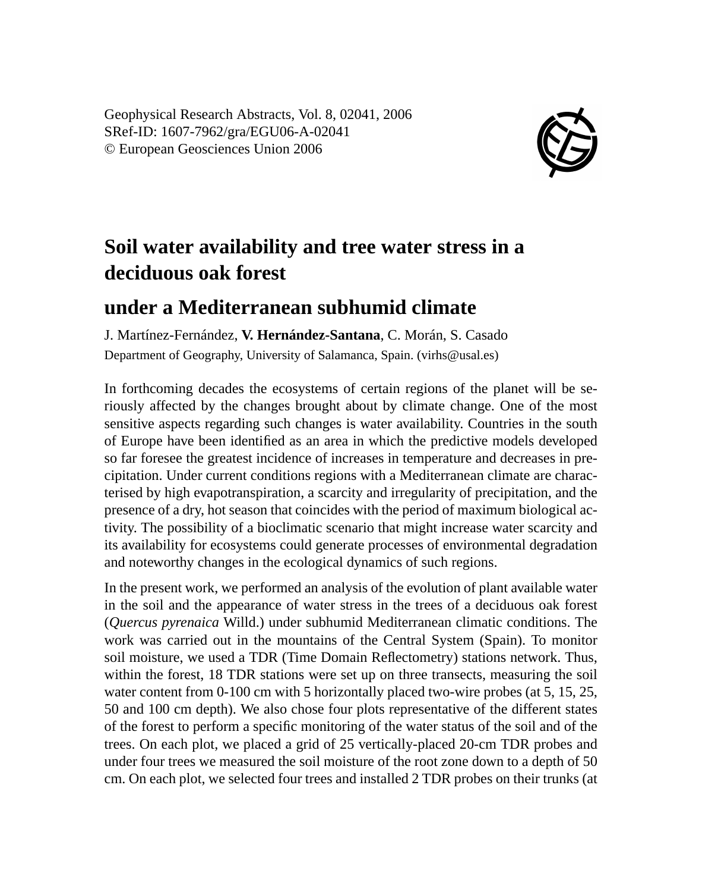Geophysical Research Abstracts, Vol. 8, 02041, 2006
SRef-ID: 1607-7962/gra/EGU06-A-02041
© European Geosciences Union 2006

# Soil water availability and tree water stress in a deciduous oak forest

# under a Mediterranean subhumid climate

J. Martínez-Fernández, **V. Hernández-Santana**, C. Morán, S. Casado

Department of Geography, University of Salamanca, Spain. (virhs@usal.es)

In forthcoming decades the ecosystems of certain regions of the planet will be seriously affected by the changes brought about by climate change. One of the most sensitive aspects regarding such changes is water availability. Countries in the south of Europe have been identified as an area in which the predictive models developed so far foresee the greatest incidence of increases in temperature and decreases in precipitation. Under current conditions regions with a Mediterranean climate are characterised by high evapotranspiration, a scarcity and irregularity of precipitation, and the presence of a dry, hot season that coincides with the period of maximum biological activity. The possibility of a bioclimatic scenario that might increase water scarcity and its availability for ecosystems could generate processes of environmental degradation and noteworthy changes in the ecological dynamics of such regions.

In the present work, we performed an analysis of the evolution of plant available water in the soil and the appearance of water stress in the trees of a deciduous oak forest (*Quercus pyrenaica* Willd.) under subhumid Mediterranean climatic conditions. The work was carried out in the mountains of the Central System (Spain). To monitor soil moisture, we used a TDR (Time Domain Reflectometry) stations network. Thus, within the forest, 18 TDR stations were set up on three transects, measuring the soil water content from 0-100 cm with 5 horizontally placed two-wire probes (at 5, 15, 25, 50 and 100 cm depth). We also chose four plots representative of the different states of the forest to perform a specific monitoring of the water status of the soil and of the trees. On each plot, we placed a grid of 25 vertically-placed 20-cm TDR probes and under four trees we measured the soil moisture of the root zone down to a depth of 50 cm. On each plot, we selected four trees and installed 2 TDR probes on their trunks (at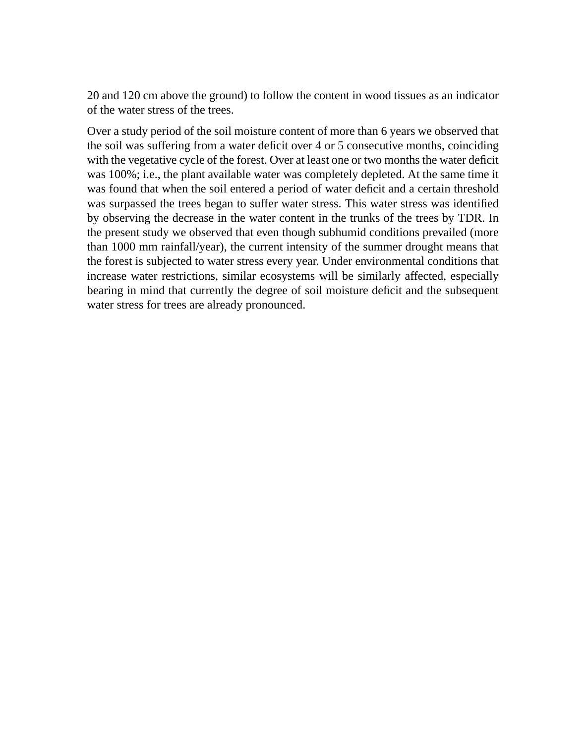20 and 120 cm above the ground) to follow the content in wood tissues as an indicator of the water stress of the trees.

Over a study period of the soil moisture content of more than 6 years we observed that the soil was suffering from a water deficit over 4 or 5 consecutive months, coinciding with the vegetative cycle of the forest. Over at least one or two months the water deficit was 100%; i.e., the plant available water was completely depleted. At the same time it was found that when the soil entered a period of water deficit and a certain threshold was surpassed the trees began to suffer water stress. This water stress was identified by observing the decrease in the water content in the trunks of the trees by TDR. In the present study we observed that even though subhumid conditions prevailed (more than 1000 mm rainfall/year), the current intensity of the summer drought means that the forest is subjected to water stress every year. Under environmental conditions that increase water restrictions, similar ecosystems will be similarly affected, especially bearing in mind that currently the degree of soil moisture deficit and the subsequent water stress for trees are already pronounced.